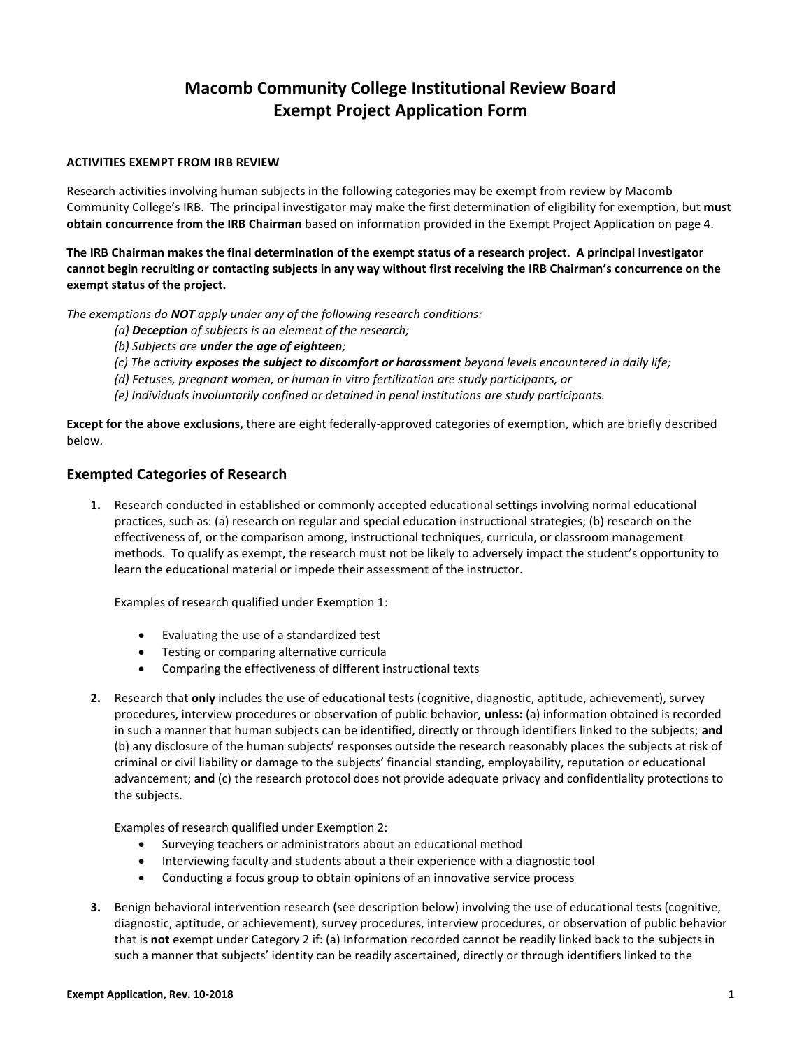# Macomb Community College Institutional Review Board
# Exempt Project Application Form

**ACTIVITIES EXEMPT FROM IRB REVIEW**

Research activities involving human subjects in the following categories may be exempt from review by Macomb Community College's IRB. The principal investigator may make the first determination of eligibility for exemption, but **must obtain concurrence from the IRB Chairman** based on information provided in the Exempt Project Application on page 4.

**The IRB Chairman makes the final determination of the exempt status of a research project. A principal investigator cannot begin recruiting or contacting subjects in any way without first receiving the IRB Chairman's concurrence on the exempt status of the project.**

*The exemptions do **NOT** apply under any of the following research conditions:*

> *(a) **Deception** of subjects is an element of the research;*
> *(b) Subjects are **under the age of eighteen**;*
> *(c) The activity **exposes the subject to discomfort or harassment** beyond levels encountered in daily life;*
> *(d) Fetuses, pregnant women, or human in vitro fertilization are study participants, or*
> *(e) Individuals involuntarily confined or detained in penal institutions are study participants.*

**Except for the above exclusions,** there are eight federally-approved categories of exemption, which are briefly described below.

## Exempted Categories of Research

**1.** Research conducted in established or commonly accepted educational settings involving normal educational practices, such as: (a) research on regular and special education instructional strategies; (b) research on the effectiveness of, or the comparison among, instructional techniques, curricula, or classroom management methods. To qualify as exempt, the research must not be likely to adversely impact the student's opportunity to learn the educational material or impede their assessment of the instructor.

Examples of research qualified under Exemption 1:

- Evaluating the use of a standardized test
- Testing or comparing alternative curricula
- Comparing the effectiveness of different instructional texts

**2.** Research that **only** includes the use of educational tests (cognitive, diagnostic, aptitude, achievement), survey procedures, interview procedures or observation of public behavior, **unless:** (a) information obtained is recorded in such a manner that human subjects can be identified, directly or through identifiers linked to the subjects; **and** (b) any disclosure of the human subjects' responses outside the research reasonably places the subjects at risk of criminal or civil liability or damage to the subjects' financial standing, employability, reputation or educational advancement; **and** (c) the research protocol does not provide adequate privacy and confidentiality protections to the subjects.

Examples of research qualified under Exemption 2:

- Surveying teachers or administrators about an educational method
- Interviewing faculty and students about a their experience with a diagnostic tool
- Conducting a focus group to obtain opinions of an innovative service process

**3.** Benign behavioral intervention research (see description below) involving the use of educational tests (cognitive, diagnostic, aptitude, or achievement), survey procedures, interview procedures, or observation of public behavior that is **not** exempt under Category 2 if: (a) Information recorded cannot be readily linked back to the subjects in such a manner that subjects' identity can be readily ascertained, directly or through identifiers linked to the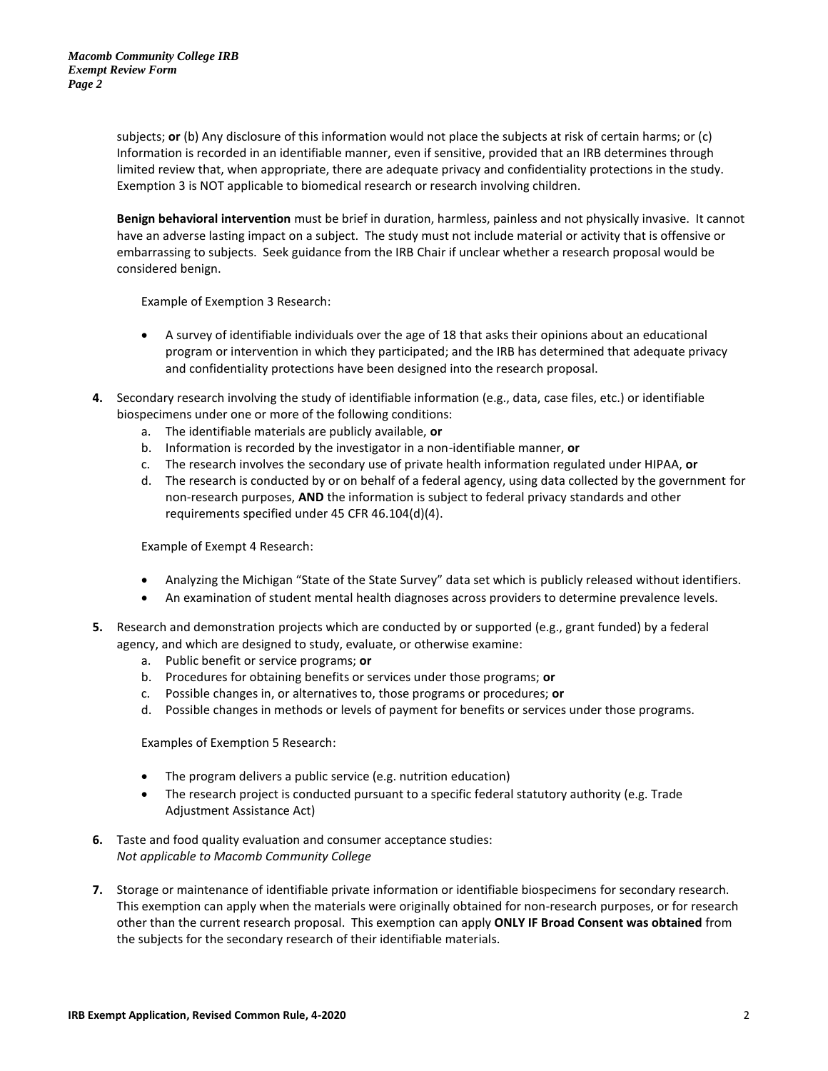subjects; **or** (b) Any disclosure of this information would not place the subjects at risk of certain harms; or (c) Information is recorded in an identifiable manner, even if sensitive, provided that an IRB determines through limited review that, when appropriate, there are adequate privacy and confidentiality protections in the study. Exemption 3 is NOT applicable to biomedical research or research involving children.

**Benign behavioral intervention** must be brief in duration, harmless, painless and not physically invasive. It cannot have an adverse lasting impact on a subject. The study must not include material or activity that is offensive or embarrassing to subjects. Seek guidance from the IRB Chair if unclear whether a research proposal would be considered benign.

Example of Exemption 3 Research:

- A survey of identifiable individuals over the age of 18 that asks their opinions about an educational program or intervention in which they participated; and the IRB has determined that adequate privacy and confidentiality protections have been designed into the research proposal.

**4.** Secondary research involving the study of identifiable information (e.g., data, case files, etc.) or identifiable biospecimens under one or more of the following conditions:
   a. The identifiable materials are publicly available, **or**
   b. Information is recorded by the investigator in a non-identifiable manner, **or**
   c. The research involves the secondary use of private health information regulated under HIPAA, **or**
   d. The research is conducted by or on behalf of a federal agency, using data collected by the government for non-research purposes, **AND** the information is subject to federal privacy standards and other requirements specified under 45 CFR 46.104(d)(4).

   Example of Exempt 4 Research:

   - Analyzing the Michigan "State of the State Survey" data set which is publicly released without identifiers.
   - An examination of student mental health diagnoses across providers to determine prevalence levels.

**5.** Research and demonstration projects which are conducted by or supported (e.g., grant funded) by a federal agency, and which are designed to study, evaluate, or otherwise examine:
   a. Public benefit or service programs; **or**
   b. Procedures for obtaining benefits or services under those programs; **or**
   c. Possible changes in, or alternatives to, those programs or procedures; **or**
   d. Possible changes in methods or levels of payment for benefits or services under those programs.

   Examples of Exemption 5 Research:

   - The program delivers a public service (e.g. nutrition education)
   - The research project is conducted pursuant to a specific federal statutory authority (e.g. Trade Adjustment Assistance Act)

**6.** Taste and food quality evaluation and consumer acceptance studies:
   *Not applicable to Macomb Community College*

**7.** Storage or maintenance of identifiable private information or identifiable biospecimens for secondary research. This exemption can apply when the materials were originally obtained for non-research purposes, or for research other than the current research proposal. This exemption can apply **ONLY IF Broad Consent was obtained** from the subjects for the secondary research of their identifiable materials.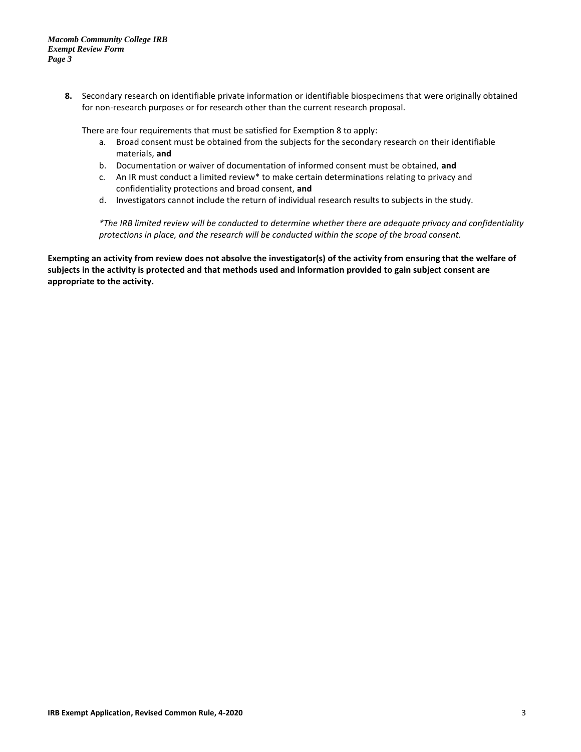**8.** Secondary research on identifiable private information or identifiable biospecimens that were originally obtained for non-research purposes or for research other than the current research proposal.

There are four requirements that must be satisfied for Exemption 8 to apply:

a. Broad consent must be obtained from the subjects for the secondary research on their identifiable materials, **and**
b. Documentation or waiver of documentation of informed consent must be obtained, **and**
c. An IR must conduct a limited review* to make certain determinations relating to privacy and confidentiality protections and broad consent, **and**
d. Investigators cannot include the return of individual research results to subjects in the study.

*\*The IRB limited review will be conducted to determine whether there are adequate privacy and confidentiality protections in place, and the research will be conducted within the scope of the broad consent.*

**Exempting an activity from review does not absolve the investigator(s) of the activity from ensuring that the welfare of subjects in the activity is protected and that methods used and information provided to gain subject consent are appropriate to the activity.**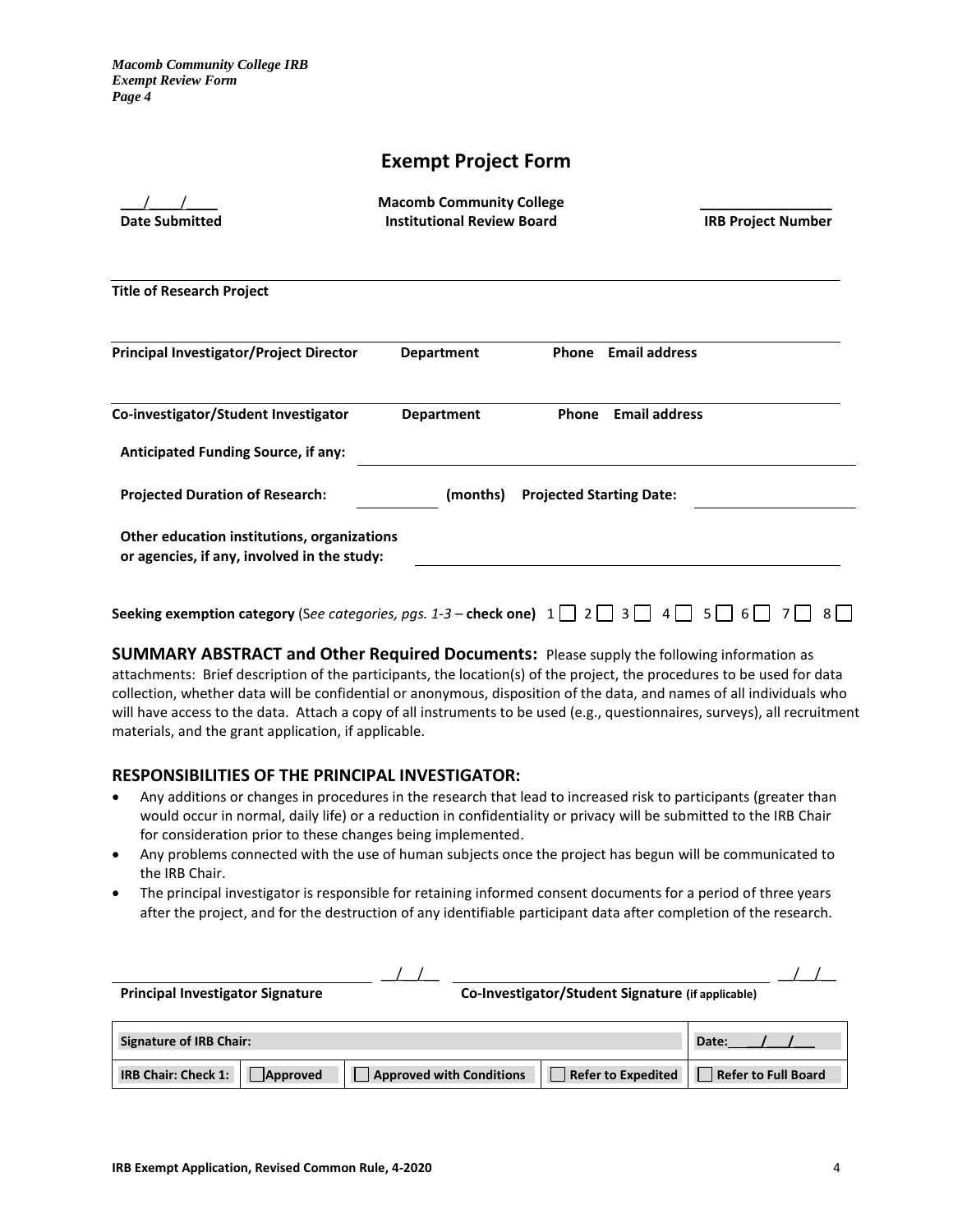# Exempt Project Form

| | | |
|---|---|---|
| ___/____/____ | **Macomb Community College** | _________________ |
| **Date Submitted** | **Institutional Review Board** | **IRB Project Number** |

**Title of Research Project**

| | | | |
|---|---|---|---|
| **Principal Investigator/Project Director** | **Department** | **Phone** | **Email address** |

| | | | |
|---|---|---|---|
| **Co-investigator/Student Investigator** | **Department** | **Phone** | **Email address** |

**Anticipated Funding Source, if any:** ______________________________

**Projected Duration of Research:** __________ **(months)** **Projected Starting Date:** ______________

**Other education institutions, organizations or agencies, if any, involved in the study:** ______________________________

**Seeking exemption category** (S*ee categories, pgs. 1-3* – **check one)** 1 ☐ 2 ☐ 3 ☐ 4 ☐ 5 ☐ 6 ☐ 7 ☐ 8 ☐

**SUMMARY ABSTRACT and Other Required Documents:** Please supply the following information as attachments: Brief description of the participants, the location(s) of the project, the procedures to be used for data collection, whether data will be confidential or anonymous, disposition of the data, and names of all individuals who will have access to the data. Attach a copy of all instruments to be used (e.g., questionnaires, surveys), all recruitment materials, and the grant application, if applicable.

## RESPONSIBILITIES OF THE PRINCIPAL INVESTIGATOR:

- Any additions or changes in procedures in the research that lead to increased risk to participants (greater than would occur in normal, daily life) or a reduction in confidentiality or privacy will be submitted to the IRB Chair for consideration prior to these changes being implemented.
- Any problems connected with the use of human subjects once the project has begun will be communicated to the IRB Chair.
- The principal investigator is responsible for retaining informed consent documents for a period of three years after the project, and for the destruction of any identifiable participant data after completion of the research.

| | | | |
|---|---|---|---|
| ______________________________ | __/__/__ | ______________________________ | __/__/__ |
| **Principal Investigator Signature** | | **Co-Investigator/Student Signature (if applicable)** | |

| | | | | |
|---|---|---|---|---|
| **Signature of IRB Chair:** | | | | **Date:** ___/___/___ |
| **IRB Chair: Check 1:** | ☐ **Approved** | ☐ **Approved with Conditions** | ☐ **Refer to Expedited** | ☐ **Refer to Full Board** |

**IRB Exempt Application, Revised Common Rule, 4-2020**